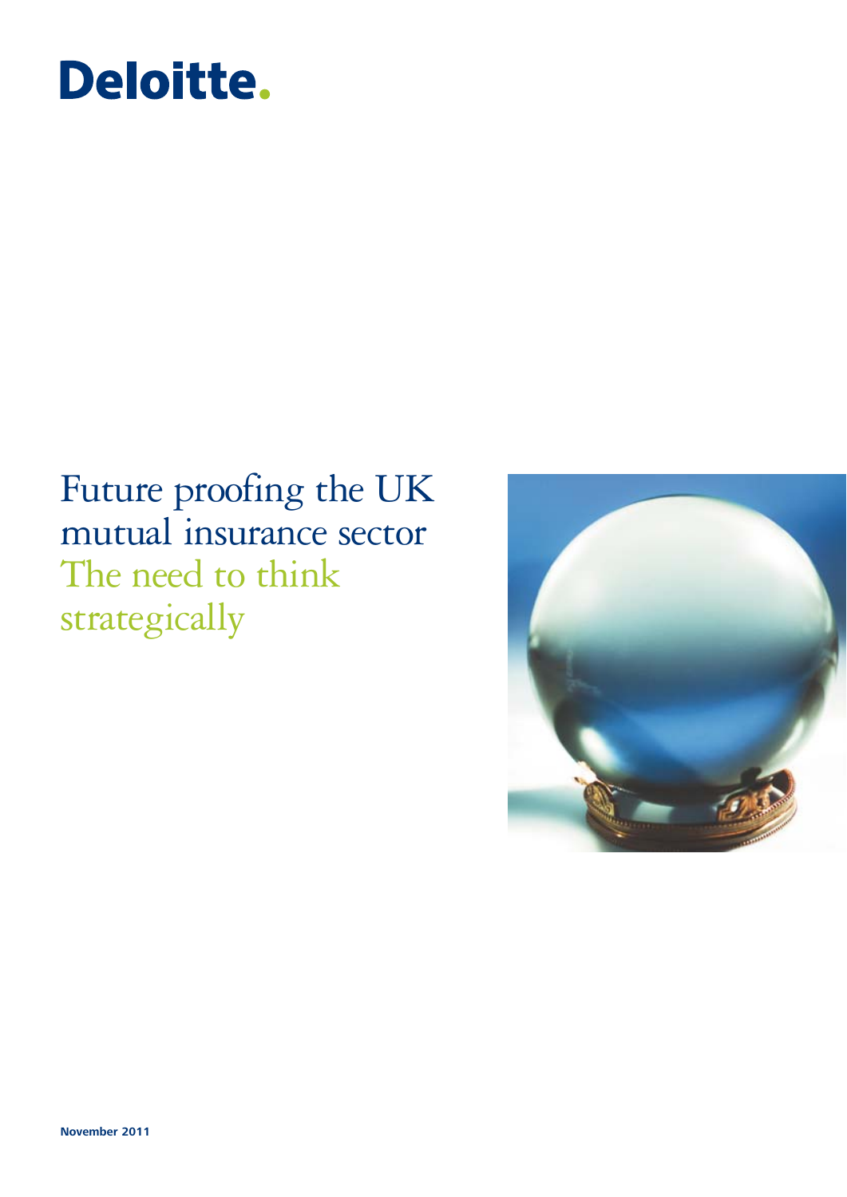Deloitte.

# Future proofing the UK mutual insurance sector

## The need to think strategically

**November 2011**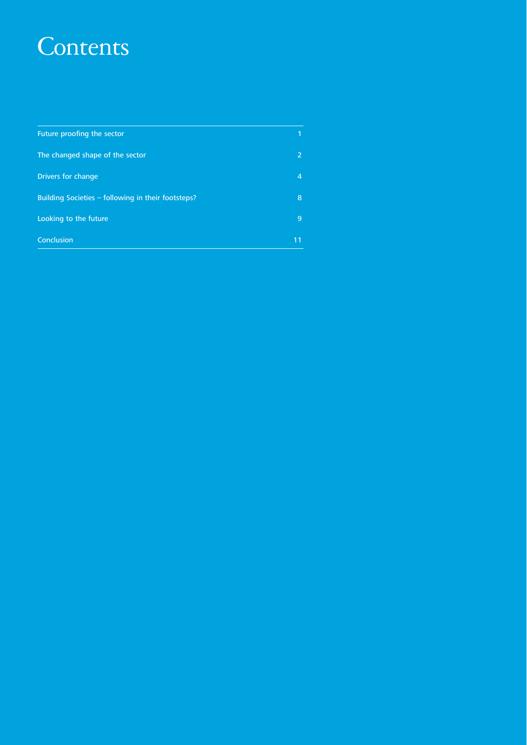# Contents

| | |
|---|---|
| Future proofing the sector | 1 |
| The changed shape of the sector | 2 |
| Drivers for change | 4 |
| Building Societies – following in their footsteps? | 8 |
| Looking to the future | 9 |
| Conclusion | 11 |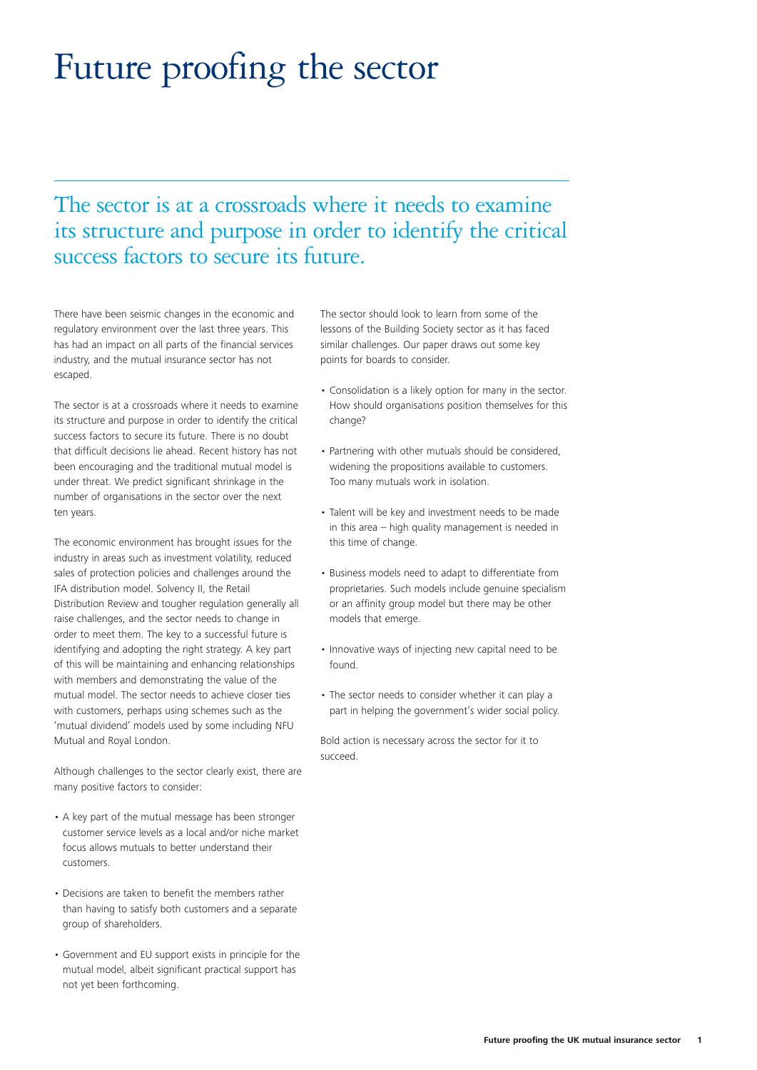# Future proofing the sector

## The sector is at a crossroads where it needs to examine its structure and purpose in order to identify the critical success factors to secure its future.

There have been seismic changes in the economic and regulatory environment over the last three years. This has had an impact on all parts of the financial services industry, and the mutual insurance sector has not escaped.

The sector is at a crossroads where it needs to examine its structure and purpose in order to identify the critical success factors to secure its future. There is no doubt that difficult decisions lie ahead. Recent history has not been encouraging and the traditional mutual model is under threat. We predict significant shrinkage in the number of organisations in the sector over the next ten years.

The economic environment has brought issues for the industry in areas such as investment volatility, reduced sales of protection policies and challenges around the IFA distribution model. Solvency II, the Retail Distribution Review and tougher regulation generally all raise challenges, and the sector needs to change in order to meet them. The key to a successful future is identifying and adopting the right strategy. A key part of this will be maintaining and enhancing relationships with members and demonstrating the value of the mutual model. The sector needs to achieve closer ties with customers, perhaps using schemes such as the 'mutual dividend' models used by some including NFU Mutual and Royal London.

Although challenges to the sector clearly exist, there are many positive factors to consider:

- A key part of the mutual message has been stronger customer service levels as a local and/or niche market focus allows mutuals to better understand their customers.
- Decisions are taken to benefit the members rather than having to satisfy both customers and a separate group of shareholders.
- Government and EU support exists in principle for the mutual model, albeit significant practical support has not yet been forthcoming.

The sector should look to learn from some of the lessons of the Building Society sector as it has faced similar challenges. Our paper draws out some key points for boards to consider.

- Consolidation is a likely option for many in the sector. How should organisations position themselves for this change?
- Partnering with other mutuals should be considered, widening the propositions available to customers. Too many mutuals work in isolation.
- Talent will be key and investment needs to be made in this area – high quality management is needed in this time of change.
- Business models need to adapt to differentiate from proprietaries. Such models include genuine specialism or an affinity group model but there may be other models that emerge.
- Innovative ways of injecting new capital need to be found.
- The sector needs to consider whether it can play a part in helping the government's wider social policy.

Bold action is necessary across the sector for it to succeed.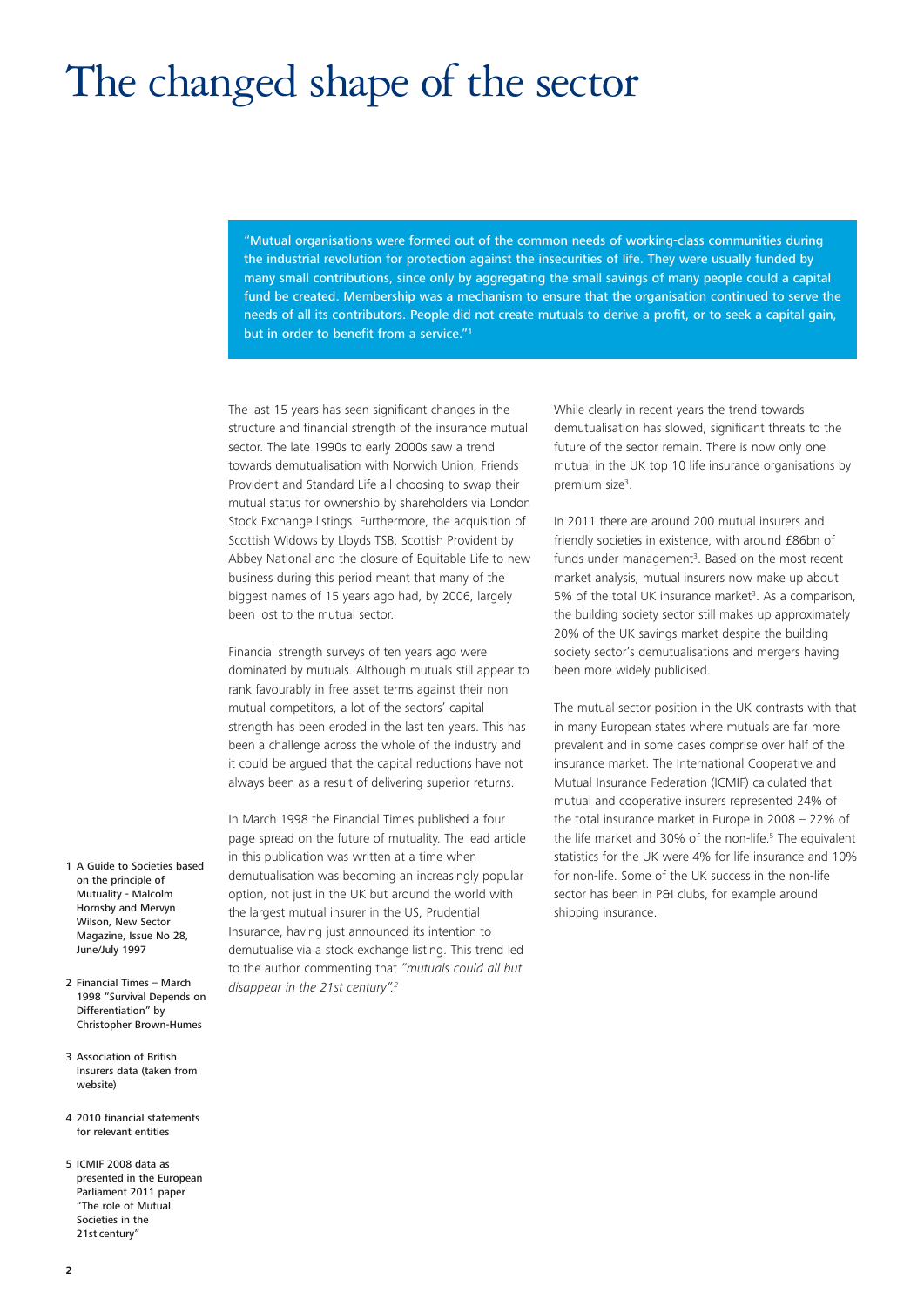# The changed shape of the sector

> "Mutual organisations were formed out of the common needs of working-class communities during the industrial revolution for protection against the insecurities of life. They were usually funded by many small contributions, since only by aggregating the small savings of many people could a capital fund be created. Membership was a mechanism to ensure that the organisation continued to serve the needs of all its contributors. People did not create mutuals to derive a profit, or to seek a capital gain, but in order to benefit from a service."[1]

The last 15 years has seen significant changes in the structure and financial strength of the insurance mutual sector. The late 1990s to early 2000s saw a trend towards demutualisation with Norwich Union, Friends Provident and Standard Life all choosing to swap their mutual status for ownership by shareholders via London Stock Exchange listings. Furthermore, the acquisition of Scottish Widows by Lloyds TSB, Scottish Provident by Abbey National and the closure of Equitable Life to new business during this period meant that many of the biggest names of 15 years ago had, by 2006, largely been lost to the mutual sector.

Financial strength surveys of ten years ago were dominated by mutuals. Although mutuals still appear to rank favourably in free asset terms against their non mutual competitors, a lot of the sectors' capital strength has been eroded in the last ten years. This has been a challenge across the whole of the industry and it could be argued that the capital reductions have not always been as a result of delivering superior returns.

In March 1998 the Financial Times published a four page spread on the future of mutuality. The lead article in this publication was written at a time when demutualisation was becoming an increasingly popular option, not just in the UK but around the world with the largest mutual insurer in the US, Prudential Insurance, having just announced its intention to demutualise via a stock exchange listing. This trend led to the author commenting that *"mutuals could all but disappear in the 21st century".*[2]

While clearly in recent years the trend towards demutualisation has slowed, significant threats to the future of the sector remain. There is now only one mutual in the UK top 10 life insurance organisations by premium size[3].

In 2011 there are around 200 mutual insurers and friendly societies in existence, with around £86bn of funds under management[3]. Based on the most recent market analysis, mutual insurers now make up about 5% of the total UK insurance market[3]. As a comparison, the building society sector still makes up approximately 20% of the UK savings market despite the building society sector's demutualisations and mergers having been more widely publicised.

The mutual sector position in the UK contrasts with that in many European states where mutuals are far more prevalent and in some cases comprise over half of the insurance market. The International Cooperative and Mutual Insurance Federation (ICMIF) calculated that mutual and cooperative insurers represented 24% of the total insurance market in Europe in 2008 – 22% of the life market and 30% of the non-life.[5] The equivalent statistics for the UK were 4% for life insurance and 10% for non-life. Some of the UK success in the non-life sector has been in P&I clubs, for example around shipping insurance.

1. A Guide to Societies based on the principle of Mutuality - Malcolm Hornsby and Mervyn Wilson, New Sector Magazine, Issue No 28, June/July 1997
2. Financial Times – March 1998 "Survival Depends on Differentiation" by Christopher Brown-Humes
3. Association of British Insurers data (taken from website)
4. 2010 financial statements for relevant entities
5. ICMIF 2008 data as presented in the European Parliament 2011 paper "The role of Mutual Societies in the 21st century"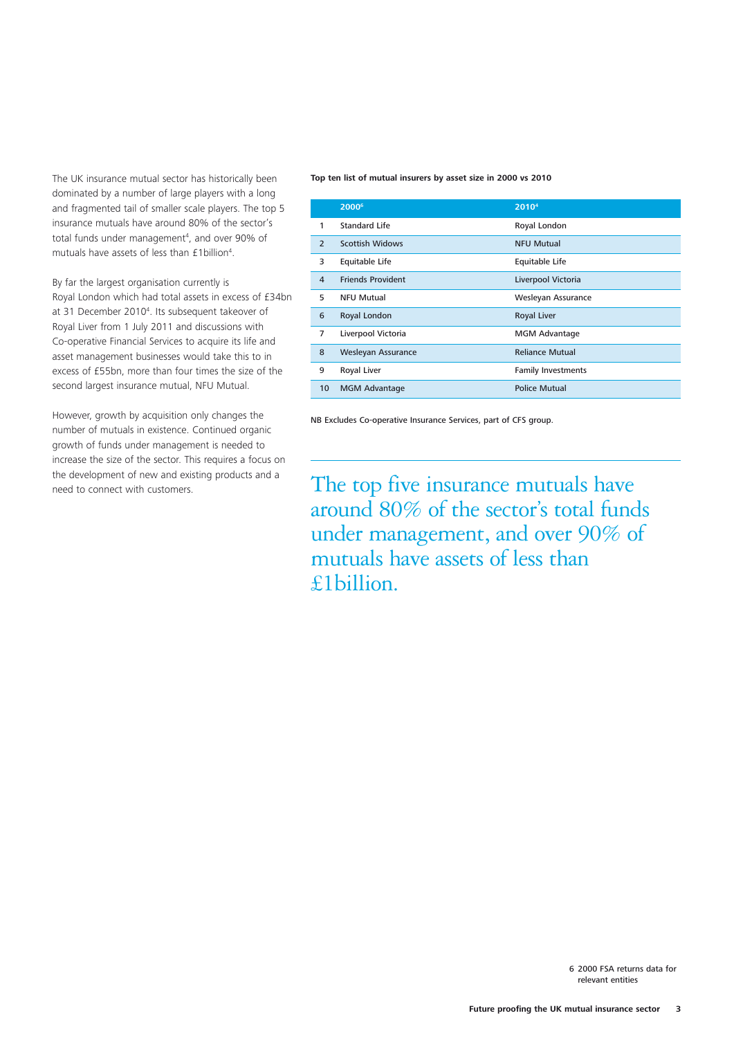The UK insurance mutual sector has historically been dominated by a number of large players with a long and fragmented tail of smaller scale players. The top 5 insurance mutuals have around 80% of the sector's total funds under management[4], and over 90% of mutuals have assets of less than £1billion[4].

By far the largest organisation currently is Royal London which had total assets in excess of £34bn at 31 December 2010[4]. Its subsequent takeover of Royal Liver from 1 July 2011 and discussions with Co-operative Financial Services to acquire its life and asset management businesses would take this to in excess of £55bn, more than four times the size of the second largest insurance mutual, NFU Mutual.

However, growth by acquisition only changes the number of mutuals in existence. Continued organic growth of funds under management is needed to increase the size of the sector. This requires a focus on the development of new and existing products and a need to connect with customers.

**Top ten list of mutual insurers by asset size in 2000 vs 2010**

| | 2000[6] | 2010[4] |
|---|---|---|
| 1 | Standard Life | Royal London |
| 2 | Scottish Widows | NFU Mutual |
| 3 | Equitable Life | Equitable Life |
| 4 | Friends Provident | Liverpool Victoria |
| 5 | NFU Mutual | Wesleyan Assurance |
| 6 | Royal London | Royal Liver |
| 7 | Liverpool Victoria | MGM Advantage |
| 8 | Wesleyan Assurance | Reliance Mutual |
| 9 | Royal Liver | Family Investments |
| 10 | MGM Advantage | Police Mutual |

NB Excludes Co-operative Insurance Services, part of CFS group.

The top five insurance mutuals have around 80% of the sector's total funds under management, and over 90% of mutuals have assets of less than £1billion.

6 2000 FSA returns data for relevant entities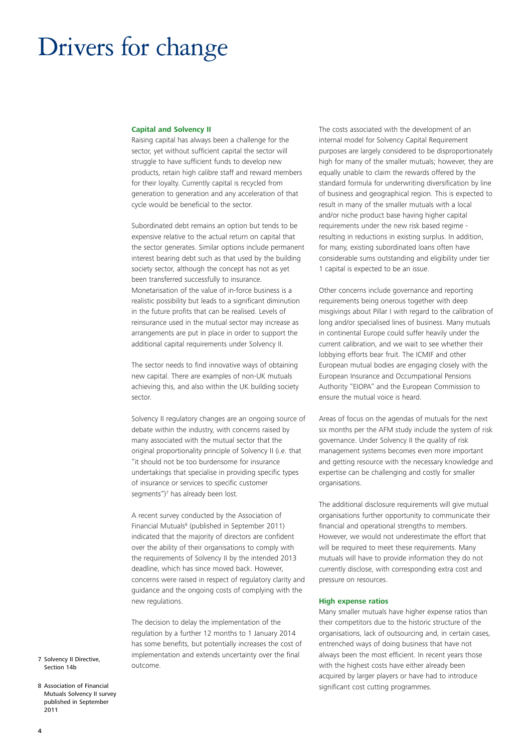# Drivers for change

### Capital and Solvency II

Raising capital has always been a challenge for the sector, yet without sufficient capital the sector will struggle to have sufficient funds to develop new products, retain high calibre staff and reward members for their loyalty. Currently capital is recycled from generation to generation and any acceleration of that cycle would be beneficial to the sector.

Subordinated debt remains an option but tends to be expensive relative to the actual return on capital that the sector generates. Similar options include permanent interest bearing debt such as that used by the building society sector, although the concept has not as yet been transferred successfully to insurance. Monetarisation of the value of in-force business is a realistic possibility but leads to a significant diminution in the future profits that can be realised. Levels of reinsurance used in the mutual sector may increase as arrangements are put in place in order to support the additional capital requirements under Solvency II.

The sector needs to find innovative ways of obtaining new capital. There are examples of non-UK mutuals achieving this, and also within the UK building society sector.

Solvency II regulatory changes are an ongoing source of debate within the industry, with concerns raised by many associated with the mutual sector that the original proportionality principle of Solvency II (i.e. that "it should not be too burdensome for insurance undertakings that specialise in providing specific types of insurance or services to specific customer segments")[7] has already been lost.

A recent survey conducted by the Association of Financial Mutuals[8] (published in September 2011) indicated that the majority of directors are confident over the ability of their organisations to comply with the requirements of Solvency II by the intended 2013 deadline, which has since moved back. However, concerns were raised in respect of regulatory clarity and guidance and the ongoing costs of complying with the new regulations.

The decision to delay the implementation of the regulation by a further 12 months to 1 January 2014 has some benefits, but potentially increases the cost of implementation and extends uncertainty over the final outcome.

The costs associated with the development of an internal model for Solvency Capital Requirement purposes are largely considered to be disproportionately high for many of the smaller mutuals; however, they are equally unable to claim the rewards offered by the standard formula for underwriting diversification by line of business and geographical region. This is expected to result in many of the smaller mutuals with a local and/or niche product base having higher capital requirements under the new risk based regime - resulting in reductions in existing surplus. In addition, for many, existing subordinated loans often have considerable sums outstanding and eligibility under tier 1 capital is expected to be an issue.

Other concerns include governance and reporting requirements being onerous together with deep misgivings about Pillar I with regard to the calibration of long and/or specialised lines of business. Many mutuals in continental Europe could suffer heavily under the current calibration, and we wait to see whether their lobbying efforts bear fruit. The ICMIF and other European mutual bodies are engaging closely with the European Insurance and Occupational Pensions Authority "EIOPA" and the European Commission to ensure the mutual voice is heard.

Areas of focus on the agendas of mutuals for the next six months per the AFM study include the system of risk governance. Under Solvency II the quality of risk management systems becomes even more important and getting resource with the necessary knowledge and expertise can be challenging and costly for smaller organisations.

The additional disclosure requirements will give mutual organisations further opportunity to communicate their financial and operational strengths to members. However, we would not underestimate the effort that will be required to meet these requirements. Many mutuals will have to provide information they do not currently disclose, with corresponding extra cost and pressure on resources.

### High expense ratios

Many smaller mutuals have higher expense ratios than their competitors due to the historic structure of the organisations, lack of outsourcing and, in certain cases, entrenched ways of doing business that have not always been the most efficient. In recent years those with the highest costs have either already been acquired by larger players or have had to introduce significant cost cutting programmes.

7 Solvency II Directive, Section 14b

8 Association of Financial Mutuals Solvency II survey published in September 2011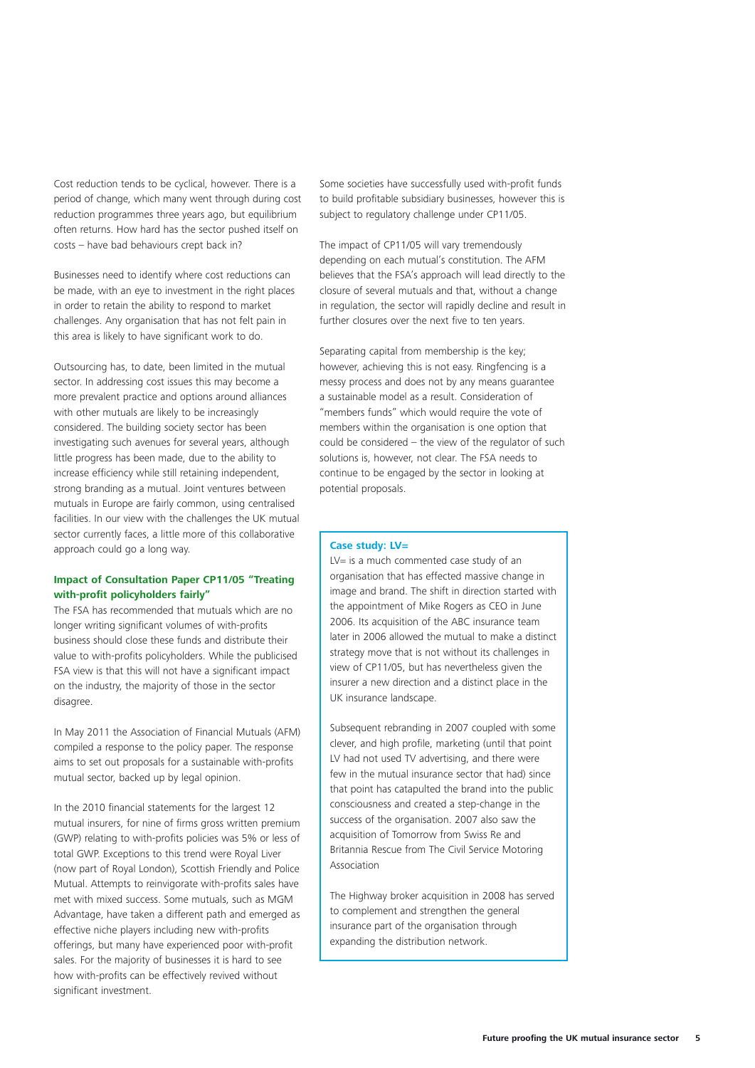Cost reduction tends to be cyclical, however. There is a period of change, which many went through during cost reduction programmes three years ago, but equilibrium often returns. How hard has the sector pushed itself on costs – have bad behaviours crept back in?

Businesses need to identify where cost reductions can be made, with an eye to investment in the right places in order to retain the ability to respond to market challenges. Any organisation that has not felt pain in this area is likely to have significant work to do.

Outsourcing has, to date, been limited in the mutual sector. In addressing cost issues this may become a more prevalent practice and options around alliances with other mutuals are likely to be increasingly considered. The building society sector has been investigating such avenues for several years, although little progress has been made, due to the ability to increase efficiency while still retaining independent, strong branding as a mutual. Joint ventures between mutuals in Europe are fairly common, using centralised facilities. In our view with the challenges the UK mutual sector currently faces, a little more of this collaborative approach could go a long way.

### Impact of Consultation Paper CP11/05 "Treating with-profit policyholders fairly"

The FSA has recommended that mutuals which are no longer writing significant volumes of with-profits business should close these funds and distribute their value to with-profits policyholders. While the publicised FSA view is that this will not have a significant impact on the industry, the majority of those in the sector disagree.

In May 2011 the Association of Financial Mutuals (AFM) compiled a response to the policy paper. The response aims to set out proposals for a sustainable with-profits mutual sector, backed up by legal opinion.

In the 2010 financial statements for the largest 12 mutual insurers, for nine of firms gross written premium (GWP) relating to with-profits policies was 5% or less of total GWP. Exceptions to this trend were Royal Liver (now part of Royal London), Scottish Friendly and Police Mutual. Attempts to reinvigorate with-profits sales have met with mixed success. Some mutuals, such as MGM Advantage, have taken a different path and emerged as effective niche players including new with-profits offerings, but many have experienced poor with-profit sales. For the majority of businesses it is hard to see how with-profits can be effectively revived without significant investment.

Some societies have successfully used with-profit funds to build profitable subsidiary businesses, however this is subject to regulatory challenge under CP11/05.

The impact of CP11/05 will vary tremendously depending on each mutual's constitution. The AFM believes that the FSA's approach will lead directly to the closure of several mutuals and that, without a change in regulation, the sector will rapidly decline and result in further closures over the next five to ten years.

Separating capital from membership is the key; however, achieving this is not easy. Ringfencing is a messy process and does not by any means guarantee a sustainable model as a result. Consideration of "members funds" which would require the vote of members within the organisation is one option that could be considered – the view of the regulator of such solutions is, however, not clear. The FSA needs to continue to be engaged by the sector in looking at potential proposals.

### Case study: LV=

LV= is a much commented case study of an organisation that has effected massive change in image and brand. The shift in direction started with the appointment of Mike Rogers as CEO in June 2006. Its acquisition of the ABC insurance team later in 2006 allowed the mutual to make a distinct strategy move that is not without its challenges in view of CP11/05, but has nevertheless given the insurer a new direction and a distinct place in the UK insurance landscape.

Subsequent rebranding in 2007 coupled with some clever, and high profile, marketing (until that point LV had not used TV advertising, and there were few in the mutual insurance sector that had) since that point has catapulted the brand into the public consciousness and created a step-change in the success of the organisation. 2007 also saw the acquisition of Tomorrow from Swiss Re and Britannia Rescue from The Civil Service Motoring Association

The Highway broker acquisition in 2008 has served to complement and strengthen the general insurance part of the organisation through expanding the distribution network.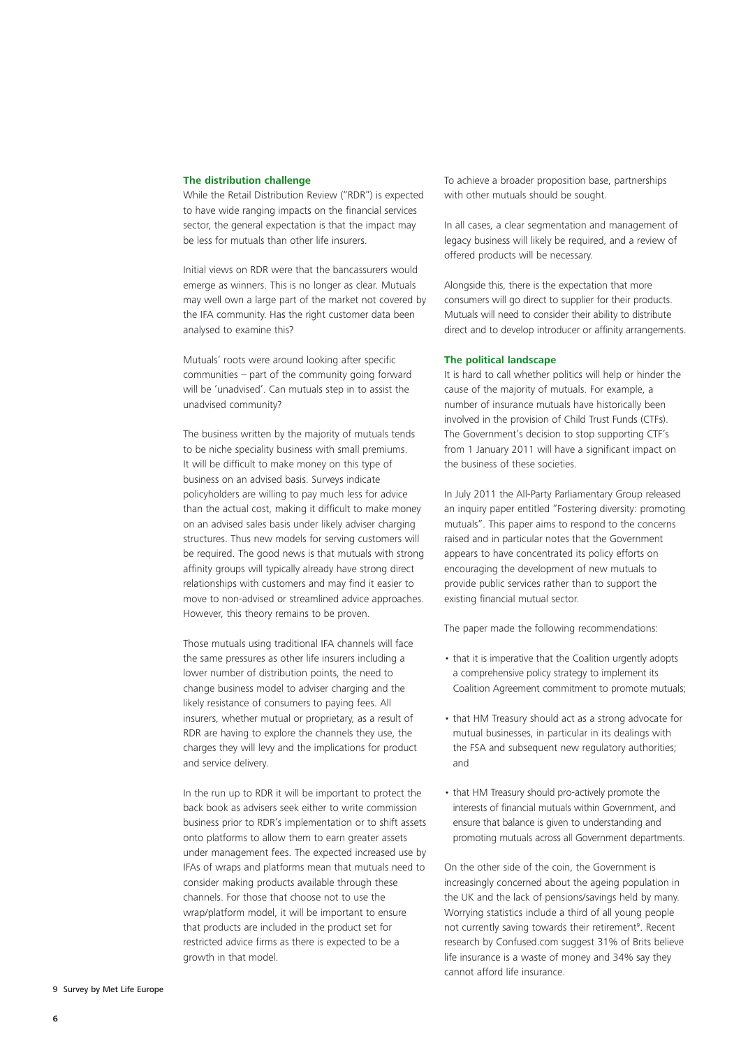### The distribution challenge

While the Retail Distribution Review ("RDR") is expected to have wide ranging impacts on the financial services sector, the general expectation is that the impact may be less for mutuals than other life insurers.

Initial views on RDR were that the bancassurers would emerge as winners. This is no longer as clear. Mutuals may well own a large part of the market not covered by the IFA community. Has the right customer data been analysed to examine this?

Mutuals' roots were around looking after specific communities – part of the community going forward will be 'unadvised'. Can mutuals step in to assist the unadvised community?

The business written by the majority of mutuals tends to be niche speciality business with small premiums. It will be difficult to make money on this type of business on an advised basis. Surveys indicate policyholders are willing to pay much less for advice than the actual cost, making it difficult to make money on an advised sales basis under likely adviser charging structures. Thus new models for serving customers will be required. The good news is that mutuals with strong affinity groups will typically already have strong direct relationships with customers and may find it easier to move to non-advised or streamlined advice approaches. However, this theory remains to be proven.

Those mutuals using traditional IFA channels will face the same pressures as other life insurers including a lower number of distribution points, the need to change business model to adviser charging and the likely resistance of consumers to paying fees. All insurers, whether mutual or proprietary, as a result of RDR are having to explore the channels they use, the charges they will levy and the implications for product and service delivery.

In the run up to RDR it will be important to protect the back book as advisers seek either to write commission business prior to RDR's implementation or to shift assets onto platforms to allow them to earn greater assets under management fees. The expected increased use by IFAs of wraps and platforms mean that mutuals need to consider making products available through these channels. For those that choose not to use the wrap/platform model, it will be important to ensure that products are included in the product set for restricted advice firms as there is expected to be a growth in that model.

To achieve a broader proposition base, partnerships with other mutuals should be sought.

In all cases, a clear segmentation and management of legacy business will likely be required, and a review of offered products will be necessary.

Alongside this, there is the expectation that more consumers will go direct to supplier for their products. Mutuals will need to consider their ability to distribute direct and to develop introducer or affinity arrangements.

### The political landscape

It is hard to call whether politics will help or hinder the cause of the majority of mutuals. For example, a number of insurance mutuals have historically been involved in the provision of Child Trust Funds (CTFs). The Government's decision to stop supporting CTF's from 1 January 2011 will have a significant impact on the business of these societies.

In July 2011 the All-Party Parliamentary Group released an inquiry paper entitled "Fostering diversity: promoting mutuals". This paper aims to respond to the concerns raised and in particular notes that the Government appears to have concentrated its policy efforts on encouraging the development of new mutuals to provide public services rather than to support the existing financial mutual sector.

The paper made the following recommendations:

- that it is imperative that the Coalition urgently adopts a comprehensive policy strategy to implement its Coalition Agreement commitment to promote mutuals;
- that HM Treasury should act as a strong advocate for mutual businesses, in particular in its dealings with the FSA and subsequent new regulatory authorities; and
- that HM Treasury should pro-actively promote the interests of financial mutuals within Government, and ensure that balance is given to understanding and promoting mutuals across all Government departments.

On the other side of the coin, the Government is increasingly concerned about the ageing population in the UK and the lack of pensions/savings held by many. Worrying statistics include a third of all young people not currently saving towards their retirement[9]. Recent research by Confused.com suggest 31% of Brits believe life insurance is a waste of money and 34% say they cannot afford life insurance.

9 Survey by Met Life Europe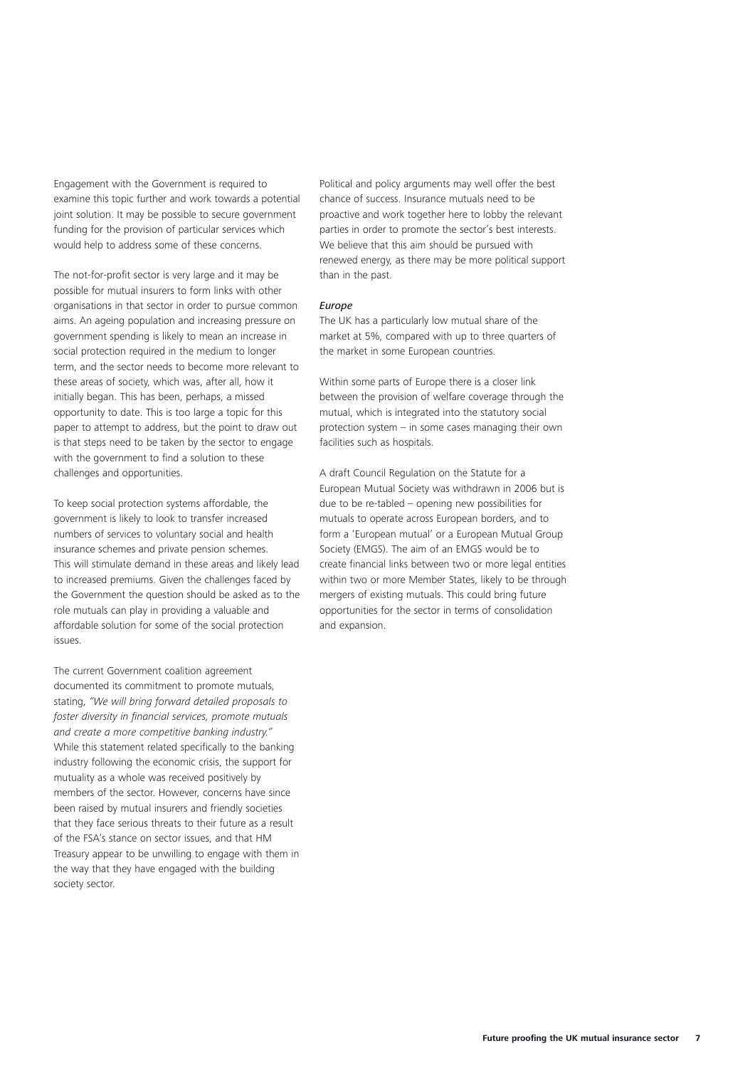Engagement with the Government is required to examine this topic further and work towards a potential joint solution. It may be possible to secure government funding for the provision of particular services which would help to address some of these concerns.

The not-for-profit sector is very large and it may be possible for mutual insurers to form links with other organisations in that sector in order to pursue common aims. An ageing population and increasing pressure on government spending is likely to mean an increase in social protection required in the medium to longer term, and the sector needs to become more relevant to these areas of society, which was, after all, how it initially began. This has been, perhaps, a missed opportunity to date. This is too large a topic for this paper to attempt to address, but the point to draw out is that steps need to be taken by the sector to engage with the government to find a solution to these challenges and opportunities.

To keep social protection systems affordable, the government is likely to look to transfer increased numbers of services to voluntary social and health insurance schemes and private pension schemes. This will stimulate demand in these areas and likely lead to increased premiums. Given the challenges faced by the Government the question should be asked as to the role mutuals can play in providing a valuable and affordable solution for some of the social protection issues.

The current Government coalition agreement documented its commitment to promote mutuals, stating, *"We will bring forward detailed proposals to foster diversity in financial services, promote mutuals and create a more competitive banking industry."* While this statement related specifically to the banking industry following the economic crisis, the support for mutuality as a whole was received positively by members of the sector. However, concerns have since been raised by mutual insurers and friendly societies that they face serious threats to their future as a result of the FSA's stance on sector issues, and that HM Treasury appear to be unwilling to engage with them in the way that they have engaged with the building society sector.

Political and policy arguments may well offer the best chance of success. Insurance mutuals need to be proactive and work together here to lobby the relevant parties in order to promote the sector's best interests. We believe that this aim should be pursued with renewed energy, as there may be more political support than in the past.

### *Europe*

The UK has a particularly low mutual share of the market at 5%, compared with up to three quarters of the market in some European countries.

Within some parts of Europe there is a closer link between the provision of welfare coverage through the mutual, which is integrated into the statutory social protection system – in some cases managing their own facilities such as hospitals.

A draft Council Regulation on the Statute for a European Mutual Society was withdrawn in 2006 but is due to be re-tabled – opening new possibilities for mutuals to operate across European borders, and to form a 'European mutual' or a European Mutual Group Society (EMGS). The aim of an EMGS would be to create financial links between two or more legal entities within two or more Member States, likely to be through mergers of existing mutuals. This could bring future opportunities for the sector in terms of consolidation and expansion.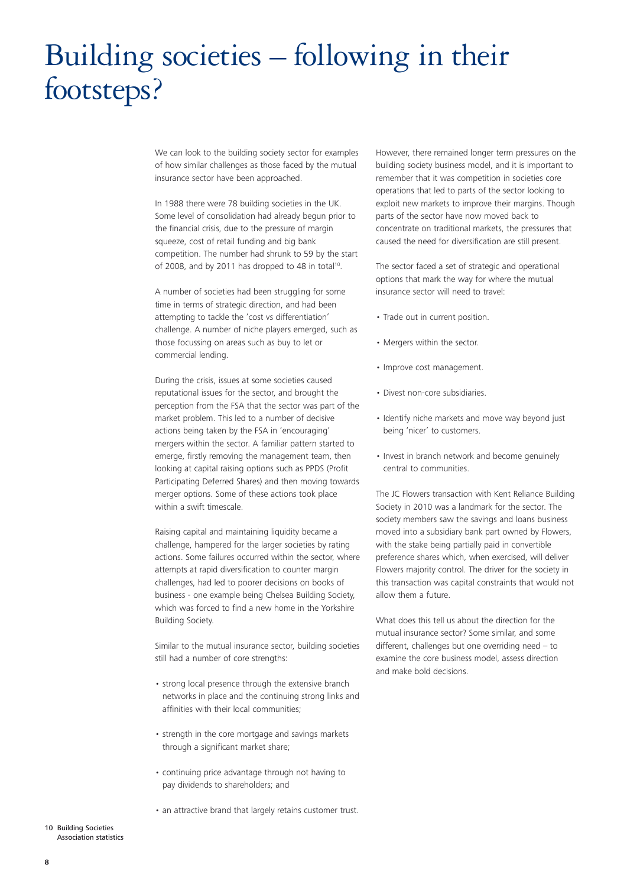# Building societies – following in their footsteps?

We can look to the building society sector for examples of how similar challenges as those faced by the mutual insurance sector have been approached.

In 1988 there were 78 building societies in the UK. Some level of consolidation had already begun prior to the financial crisis, due to the pressure of margin squeeze, cost of retail funding and big bank competition. The number had shrunk to 59 by the start of 2008, and by 2011 has dropped to 48 in total[10].

A number of societies had been struggling for some time in terms of strategic direction, and had been attempting to tackle the 'cost vs differentiation' challenge. A number of niche players emerged, such as those focussing on areas such as buy to let or commercial lending.

During the crisis, issues at some societies caused reputational issues for the sector, and brought the perception from the FSA that the sector was part of the market problem. This led to a number of decisive actions being taken by the FSA in 'encouraging' mergers within the sector. A familiar pattern started to emerge, firstly removing the management team, then looking at capital raising options such as PPDS (Profit Participating Deferred Shares) and then moving towards merger options. Some of these actions took place within a swift timescale.

Raising capital and maintaining liquidity became a challenge, hampered for the larger societies by rating actions. Some failures occurred within the sector, where attempts at rapid diversification to counter margin challenges, had led to poorer decisions on books of business - one example being Chelsea Building Society, which was forced to find a new home in the Yorkshire Building Society.

Similar to the mutual insurance sector, building societies still had a number of core strengths:

- strong local presence through the extensive branch networks in place and the continuing strong links and affinities with their local communities;
- strength in the core mortgage and savings markets through a significant market share;
- continuing price advantage through not having to pay dividends to shareholders; and
- an attractive brand that largely retains customer trust.

However, there remained longer term pressures on the building society business model, and it is important to remember that it was competition in societies core operations that led to parts of the sector looking to exploit new markets to improve their margins. Though parts of the sector have now moved back to concentrate on traditional markets, the pressures that caused the need for diversification are still present.

The sector faced a set of strategic and operational options that mark the way for where the mutual insurance sector will need to travel:

- Trade out in current position.
- Mergers within the sector.
- Improve cost management.
- Divest non-core subsidiaries.
- Identify niche markets and move way beyond just being 'nicer' to customers.
- Invest in branch network and become genuinely central to communities.

The JC Flowers transaction with Kent Reliance Building Society in 2010 was a landmark for the sector. The society members saw the savings and loans business moved into a subsidiary bank part owned by Flowers, with the stake being partially paid in convertible preference shares which, when exercised, will deliver Flowers majority control. The driver for the society in this transaction was capital constraints that would not allow them a future.

What does this tell us about the direction for the mutual insurance sector? Some similar, and some different, challenges but one overriding need – to examine the core business model, assess direction and make bold decisions.

10 Building Societies Association statistics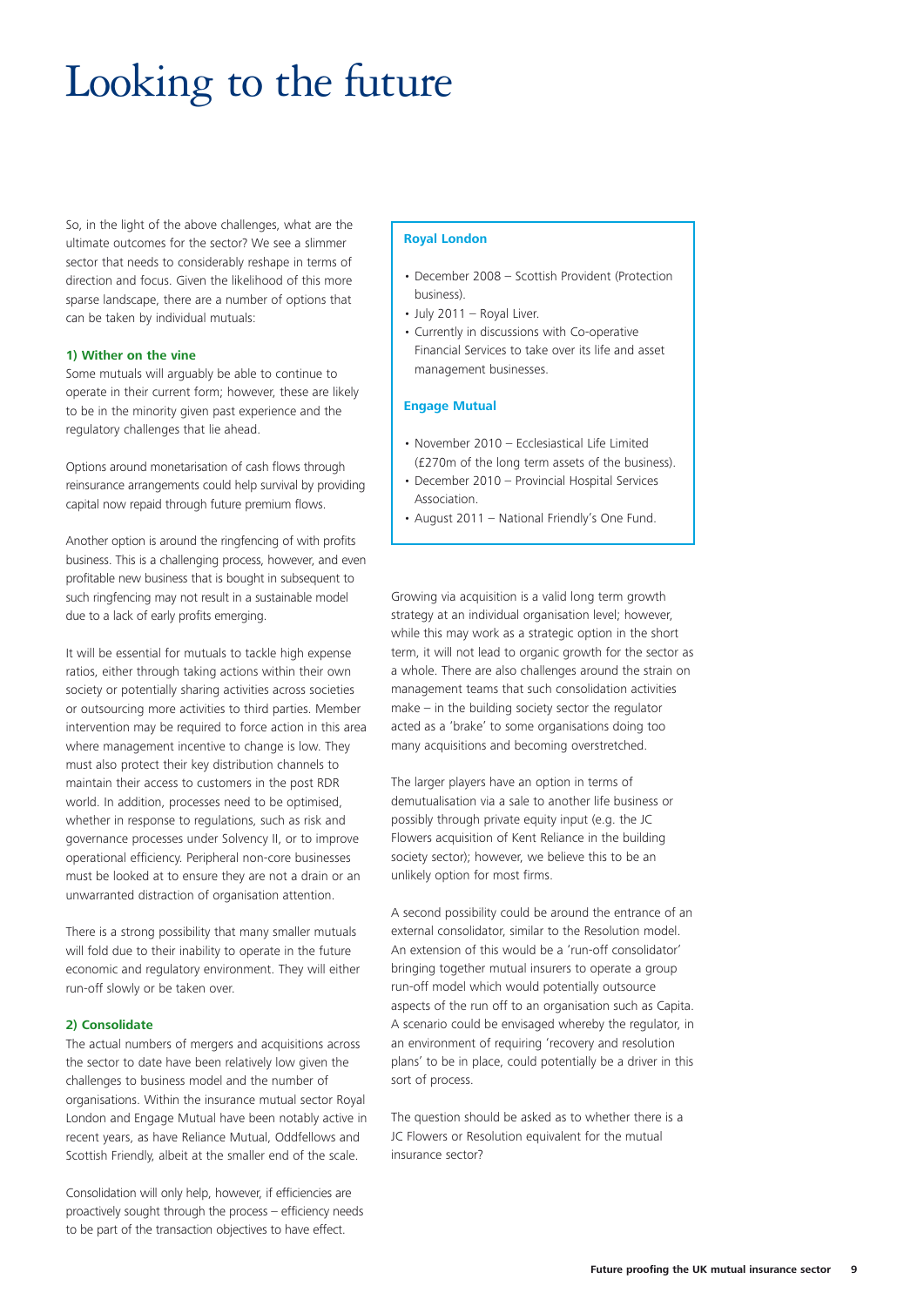# Looking to the future

So, in the light of the above challenges, what are the ultimate outcomes for the sector? We see a slimmer sector that needs to considerably reshape in terms of direction and focus. Given the likelihood of this more sparse landscape, there are a number of options that can be taken by individual mutuals:

### 1) Wither on the vine

Some mutuals will arguably be able to continue to operate in their current form; however, these are likely to be in the minority given past experience and the regulatory challenges that lie ahead.

Options around monetarisation of cash flows through reinsurance arrangements could help survival by providing capital now repaid through future premium flows.

Another option is around the ringfencing of with profits business. This is a challenging process, however, and even profitable new business that is bought in subsequent to such ringfencing may not result in a sustainable model due to a lack of early profits emerging.

It will be essential for mutuals to tackle high expense ratios, either through taking actions within their own society or potentially sharing activities across societies or outsourcing more activities to third parties. Member intervention may be required to force action in this area where management incentive to change is low. They must also protect their key distribution channels to maintain their access to customers in the post RDR world. In addition, processes need to be optimised, whether in response to regulations, such as risk and governance processes under Solvency II, or to improve operational efficiency. Peripheral non-core businesses must be looked at to ensure they are not a drain or an unwarranted distraction of organisation attention.

There is a strong possibility that many smaller mutuals will fold due to their inability to operate in the future economic and regulatory environment. They will either run-off slowly or be taken over.

### 2) Consolidate

The actual numbers of mergers and acquisitions across the sector to date have been relatively low given the challenges to business model and the number of organisations. Within the insurance mutual sector Royal London and Engage Mutual have been notably active in recent years, as have Reliance Mutual, Oddfellows and Scottish Friendly, albeit at the smaller end of the scale.

Consolidation will only help, however, if efficiencies are proactively sought through the process – efficiency needs to be part of the transaction objectives to have effect.

**Royal London**

- December 2008 – Scottish Provident (Protection business).
- July 2011 – Royal Liver.
- Currently in discussions with Co-operative Financial Services to take over its life and asset management businesses.

**Engage Mutual**

- November 2010 – Ecclesiastical Life Limited (£270m of the long term assets of the business).
- December 2010 – Provincial Hospital Services Association.
- August 2011 – National Friendly's One Fund.

Growing via acquisition is a valid long term growth strategy at an individual organisation level; however, while this may work as a strategic option in the short term, it will not lead to organic growth for the sector as a whole. There are also challenges around the strain on management teams that such consolidation activities make – in the building society sector the regulator acted as a 'brake' to some organisations doing too many acquisitions and becoming overstretched.

The larger players have an option in terms of demutualisation via a sale to another life business or possibly through private equity input (e.g. the JC Flowers acquisition of Kent Reliance in the building society sector); however, we believe this to be an unlikely option for most firms.

A second possibility could be around the entrance of an external consolidator, similar to the Resolution model. An extension of this would be a 'run-off consolidator' bringing together mutual insurers to operate a group run-off model which would potentially outsource aspects of the run off to an organisation such as Capita. A scenario could be envisaged whereby the regulator, in an environment of requiring 'recovery and resolution plans' to be in place, could potentially be a driver in this sort of process.

The question should be asked as to whether there is a JC Flowers or Resolution equivalent for the mutual insurance sector?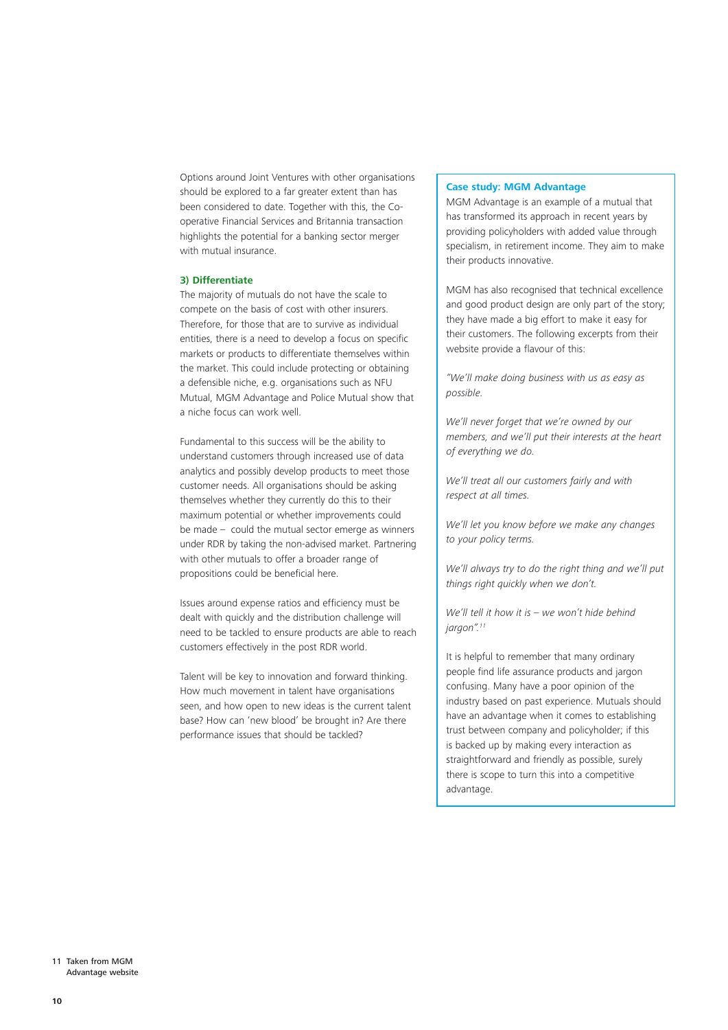Options around Joint Ventures with other organisations should be explored to a far greater extent than has been considered to date. Together with this, the Co-operative Financial Services and Britannia transaction highlights the potential for a banking sector merger with mutual insurance.

### 3) Differentiate

The majority of mutuals do not have the scale to compete on the basis of cost with other insurers. Therefore, for those that are to survive as individual entities, there is a need to develop a focus on specific markets or products to differentiate themselves within the market. This could include protecting or obtaining a defensible niche, e.g. organisations such as NFU Mutual, MGM Advantage and Police Mutual show that a niche focus can work well.

Fundamental to this success will be the ability to understand customers through increased use of data analytics and possibly develop products to meet those customer needs. All organisations should be asking themselves whether they currently do this to their maximum potential or whether improvements could be made – could the mutual sector emerge as winners under RDR by taking the non-advised market. Partnering with other mutuals to offer a broader range of propositions could be beneficial here.

Issues around expense ratios and efficiency must be dealt with quickly and the distribution challenge will need to be tackled to ensure products are able to reach customers effectively in the post RDR world.

Talent will be key to innovation and forward thinking. How much movement in talent have organisations seen, and how open to new ideas is the current talent base? How can 'new blood' be brought in? Are there performance issues that should be tackled?

### Case study: MGM Advantage

MGM Advantage is an example of a mutual that has transformed its approach in recent years by providing policyholders with added value through specialism, in retirement income. They aim to make their products innovative.

MGM has also recognised that technical excellence and good product design are only part of the story; they have made a big effort to make it easy for their customers. The following excerpts from their website provide a flavour of this:

*"We'll make doing business with us as easy as possible.*

*We'll never forget that we're owned by our members, and we'll put their interests at the heart of everything we do.*

*We'll treat all our customers fairly and with respect at all times.*

*We'll let you know before we make any changes to your policy terms.*

*We'll always try to do the right thing and we'll put things right quickly when we don't.*

*We'll tell it how it is – we won't hide behind jargon".*[11]

It is helpful to remember that many ordinary people find life assurance products and jargon confusing. Many have a poor opinion of the industry based on past experience. Mutuals should have an advantage when it comes to establishing trust between company and policyholder; if this is backed up by making every interaction as straightforward and friendly as possible, surely there is scope to turn this into a competitive advantage.

11 Taken from MGM Advantage website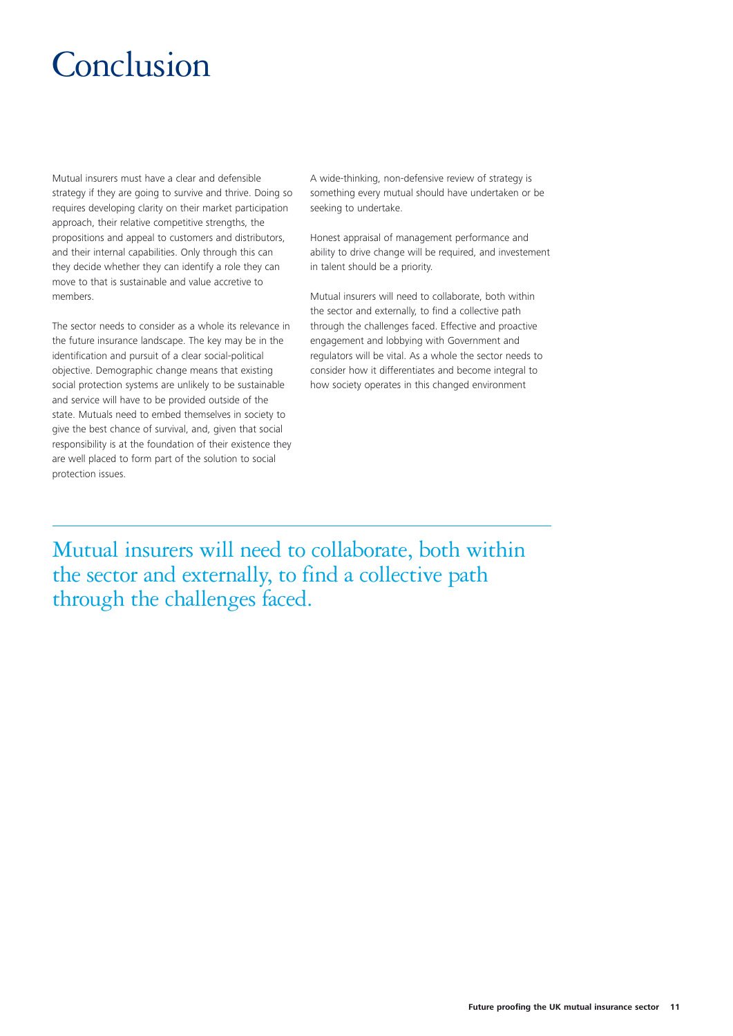# Conclusion

Mutual insurers must have a clear and defensible strategy if they are going to survive and thrive. Doing so requires developing clarity on their market participation approach, their relative competitive strengths, the propositions and appeal to customers and distributors, and their internal capabilities. Only through this can they decide whether they can identify a role they can move to that is sustainable and value accretive to members.

The sector needs to consider as a whole its relevance in the future insurance landscape. The key may be in the identification and pursuit of a clear social-political objective. Demographic change means that existing social protection systems are unlikely to be sustainable and service will have to be provided outside of the state. Mutuals need to embed themselves in society to give the best chance of survival, and, given that social responsibility is at the foundation of their existence they are well placed to form part of the solution to social protection issues.

A wide-thinking, non-defensive review of strategy is something every mutual should have undertaken or be seeking to undertake.

Honest appraisal of management performance and ability to drive change will be required, and investement in talent should be a priority.

Mutual insurers will need to collaborate, both within the sector and externally, to find a collective path through the challenges faced. Effective and proactive engagement and lobbying with Government and regulators will be vital. As a whole the sector needs to consider how it differentiates and become integral to how society operates in this changed environment

---

Mutual insurers will need to collaborate, both within the sector and externally, to find a collective path through the challenges faced.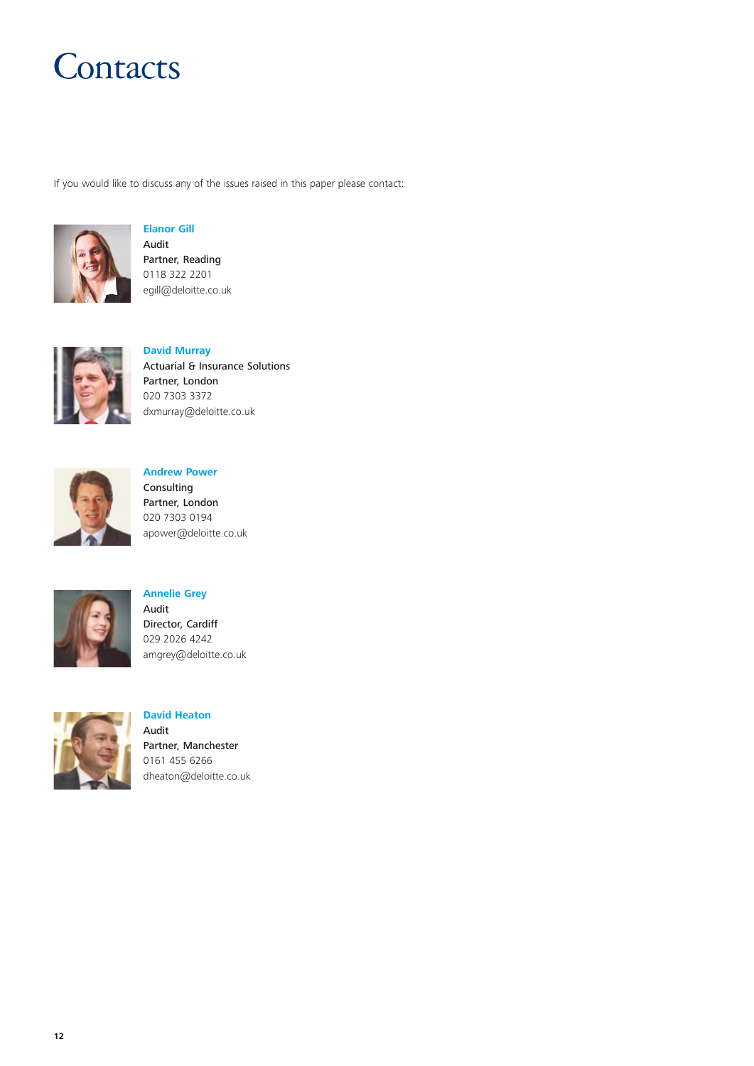# Contacts

If you would like to discuss any of the issues raised in this paper please contact:

**Elanor Gill**
Audit
Partner, Reading
0118 322 2201
egill@deloitte.co.uk

**David Murray**
Actuarial & Insurance Solutions
Partner, London
020 7303 3372
dxmurray@deloitte.co.uk

**Andrew Power**
Consulting
Partner, London
020 7303 0194
apower@deloitte.co.uk

**Annelie Grey**
Audit
Director, Cardiff
029 2026 4242
amgrey@deloitte.co.uk

**David Heaton**
Audit
Partner, Manchester
0161 455 6266
dheaton@deloitte.co.uk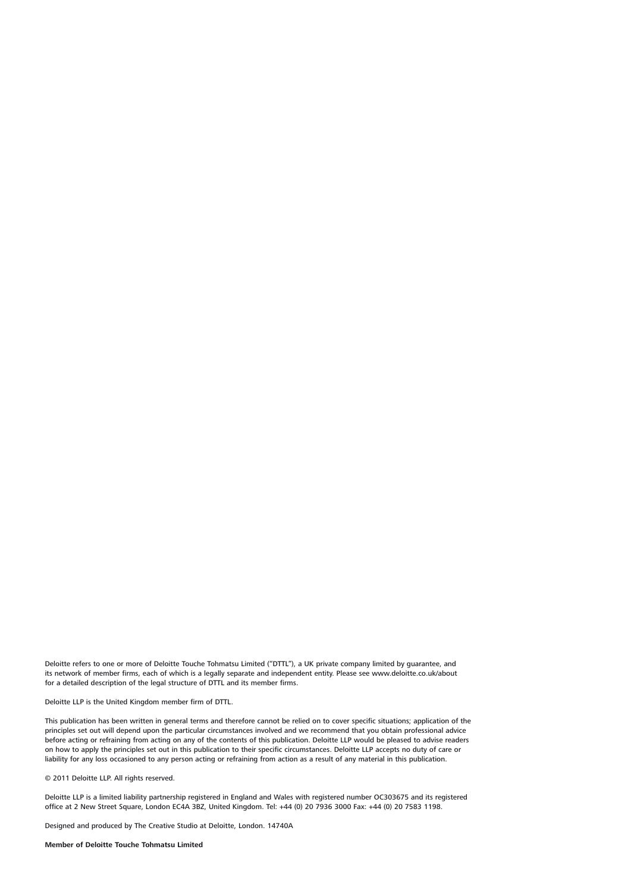Deloitte refers to one or more of Deloitte Touche Tohmatsu Limited ("DTTL"), a UK private company limited by guarantee, and its network of member firms, each of which is a legally separate and independent entity. Please see www.deloitte.co.uk/about for a detailed description of the legal structure of DTTL and its member firms.

Deloitte LLP is the United Kingdom member firm of DTTL.

This publication has been written in general terms and therefore cannot be relied on to cover specific situations; application of the principles set out will depend upon the particular circumstances involved and we recommend that you obtain professional advice before acting or refraining from acting on any of the contents of this publication. Deloitte LLP would be pleased to advise readers on how to apply the principles set out in this publication to their specific circumstances. Deloitte LLP accepts no duty of care or liability for any loss occasioned to any person acting or refraining from action as a result of any material in this publication.

© 2011 Deloitte LLP. All rights reserved.

Deloitte LLP is a limited liability partnership registered in England and Wales with registered number OC303675 and its registered office at 2 New Street Square, London EC4A 3BZ, United Kingdom. Tel: +44 (0) 20 7936 3000 Fax: +44 (0) 20 7583 1198.

Designed and produced by The Creative Studio at Deloitte, London. 14740A

**Member of Deloitte Touche Tohmatsu Limited**